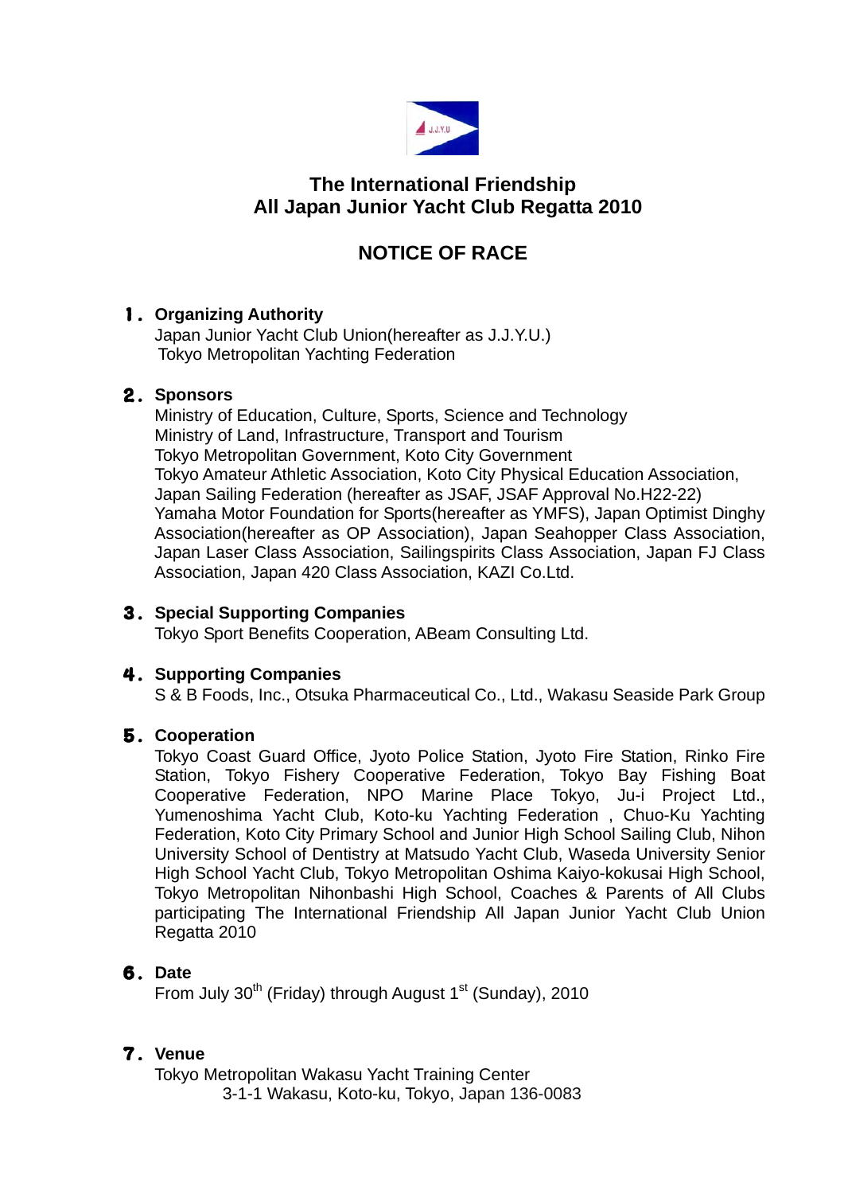# The International Friendship
# All Japan Junior Yacht Club Regatta 2010

## NOTICE OF RACE

### １. Organizing Authority

Japan Junior Yacht Club Union(hereafter as J.J.Y.U.)
Tokyo Metropolitan Yachting Federation

### ２. Sponsors

Ministry of Education, Culture, Sports, Science and Technology
Ministry of Land, Infrastructure, Transport and Tourism
Tokyo Metropolitan Government, Koto City Government
Tokyo Amateur Athletic Association, Koto City Physical Education Association,
Japan Sailing Federation (hereafter as JSAF, JSAF Approval No.H22-22)
Yamaha Motor Foundation for Sports(hereafter as YMFS), Japan Optimist Dinghy Association(hereafter as OP Association), Japan Seahopper Class Association, Japan Laser Class Association, Sailingspirits Class Association, Japan FJ Class Association, Japan 420 Class Association, KAZI Co.Ltd.

### ３. Special Supporting Companies

Tokyo Sport Benefits Cooperation, ABeam Consulting Ltd.

### ４. Supporting Companies

S & B Foods, Inc., Otsuka Pharmaceutical Co., Ltd., Wakasu Seaside Park Group

### ５. Cooperation

Tokyo Coast Guard Office, Jyoto Police Station, Jyoto Fire Station, Rinko Fire Station, Tokyo Fishery Cooperative Federation, Tokyo Bay Fishing Boat Cooperative Federation, NPO Marine Place Tokyo, Ju-i Project Ltd., Yumenoshima Yacht Club, Koto-ku Yachting Federation , Chuo-Ku Yachting Federation, Koto City Primary School and Junior High School Sailing Club, Nihon University School of Dentistry at Matsudo Yacht Club, Waseda University Senior High School Yacht Club, Tokyo Metropolitan Oshima Kaiyo-kokusai High School, Tokyo Metropolitan Nihonbashi High School, Coaches & Parents of All Clubs participating The International Friendship All Japan Junior Yacht Club Union Regatta 2010

### ６. Date

From July 30th (Friday) through August 1st (Sunday), 2010

### ７. Venue

Tokyo Metropolitan Wakasu Yacht Training Center
3-1-1 Wakasu, Koto-ku, Tokyo, Japan 136-0083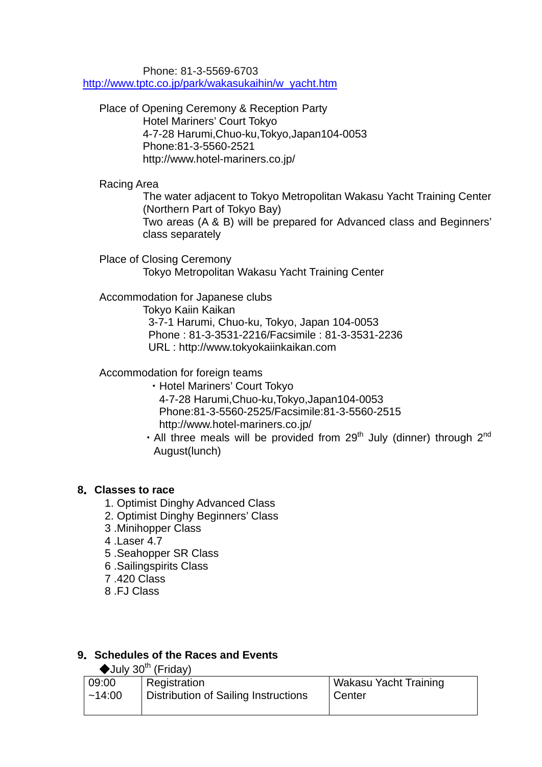Phone: 81-3-5569-6703
http://www.tptc.co.jp/park/wakasukaihin/w_yacht.htm

Place of Opening Ceremony & Reception Party
Hotel Mariners' Court Tokyo
4-7-28 Harumi,Chuo-ku,Tokyo,Japan104-0053
Phone:81-3-5560-2521
http://www.hotel-mariners.co.jp/

Racing Area
The water adjacent to Tokyo Metropolitan Wakasu Yacht Training Center (Northern Part of Tokyo Bay)
Two areas (A & B) will be prepared for Advanced class and Beginners' class separately

Place of Closing Ceremony
Tokyo Metropolitan Wakasu Yacht Training Center

Accommodation for Japanese clubs
Tokyo Kaiin Kaikan
3-7-1 Harumi, Chuo-ku, Tokyo, Japan 104-0053
Phone : 81-3-3531-2216/Facsimile : 81-3-3531-2236
URL : http://www.tokyokaiinkaikan.com

Accommodation for foreign teams
・Hotel Mariners' Court Tokyo
4-7-28 Harumi,Chuo-ku,Tokyo,Japan104-0053
Phone:81-3-5560-2525/Facsimile:81-3-5560-2515
http://www.hotel-mariners.co.jp/
・All three meals will be provided from 29th July (dinner) through 2nd August(lunch)

## 8. Classes to race

1. Optimist Dinghy Advanced Class
2. Optimist Dinghy Beginners' Class
3 .Minihopper Class
4 .Laser 4.7
5 .Seahopper SR Class
6 .Sailingspirits Class
7 .420 Class
8 .FJ Class

## 9. Schedules of the Races and Events

◆July 30th (Friday)

| Time | Event | Place |
|---|---|---|
| 09:00 ~14:00 | Registration<br>Distribution of Sailing Instructions | Wakasu Yacht Training Center |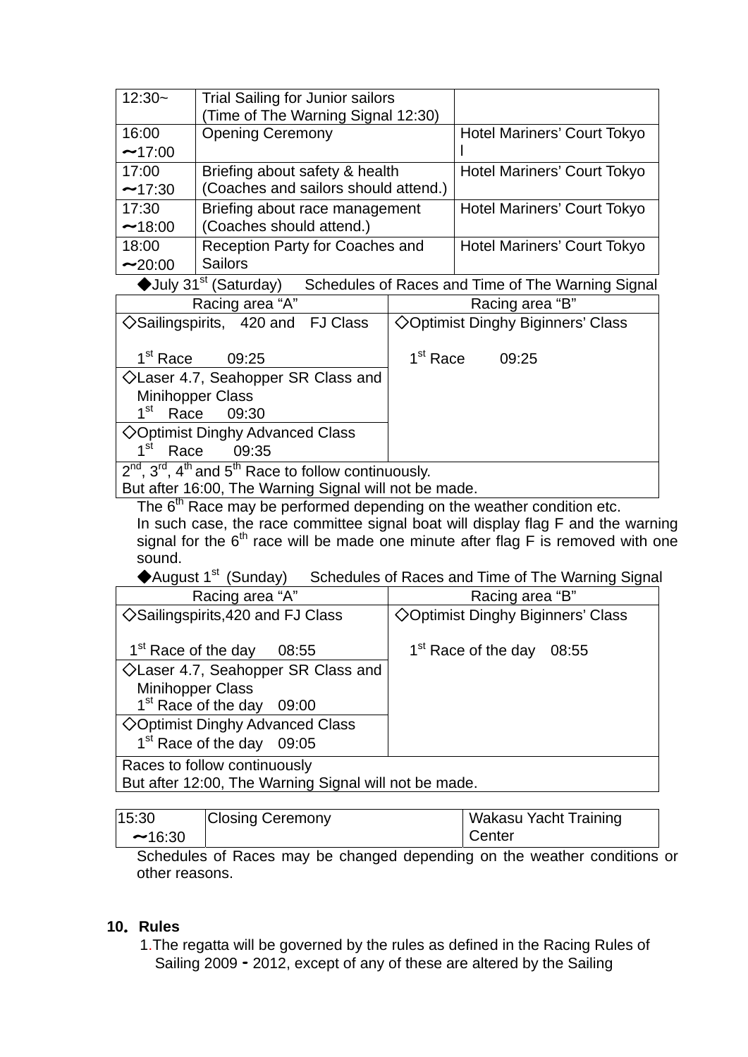| | | |
|---|---|---|
| 12:30~ | Trial Sailing for Junior sailors<br>(Time of The Warning Signal 12:30) | |
| 16:00<br>～17:00 | Opening Ceremony | Hotel Mariners' Court Tokyo<br>l |
| 17:00<br>～17:30 | Briefing about safety & health<br>(Coaches and sailors should attend.) | Hotel Mariners' Court Tokyo |
| 17:30<br>～18:00 | Briefing about race management<br>(Coaches should attend.) | Hotel Mariners' Court Tokyo |
| 18:00<br>～20:00 | Reception Party for Coaches and Sailors | Hotel Mariners' Court Tokyo |

◆July 31st (Saturday)　Schedules of Races and Time of The Warning Signal

| Racing area "A" | Racing area "B" |
|---|---|
| ◇Sailingspirits,　420 and　FJ Class<br><br>1st Race　　09:25 | ◇Optimist Dinghy Biginners' Class<br><br>1st Race　　09:25 |
| ◇Laser 4.7, Seahopper SR Class and Minihopper Class<br>1st　Race　09:30 | |
| ◇Optimist Dinghy Advanced Class<br>1st　Race　　09:35 | |
| 2nd, 3rd, 4th and 5th Race to follow continuously.<br>But after 16:00, The Warning Signal will not be made. | |

The 6th Race may be performed depending on the weather condition etc.
In such case, the race committee signal boat will display flag F and the warning signal for the 6th race will be made one minute after flag F is removed with one sound.

◆August 1st (Sunday)　Schedules of Races and Time of The Warning Signal

| Racing area "A" | Racing area "B" |
|---|---|
| ◇Sailingspirits,420 and FJ Class<br><br>1st Race of the day　08:55 | ◇Optimist Dinghy Biginners' Class<br><br>1st Race of the day　08:55 |
| ◇Laser 4.7, Seahopper SR Class and Minihopper Class<br>1st Race of the day　09:00 | |
| ◇Optimist Dinghy Advanced Class<br>1st Race of the day　09:05 | |
| Races to follow continuously<br>But after 12:00, The Warning Signal will not be made. | |

| | | |
|---|---|---|
| 15:30<br>～16:30 | Closing Ceremony | Wakasu Yacht Training Center |

Schedules of Races may be changed depending on the weather conditions or other reasons.

**10. Rules**

1.The regatta will be governed by the rules as defined in the Racing Rules of Sailing 2009 - 2012, except of any of these are altered by the Sailing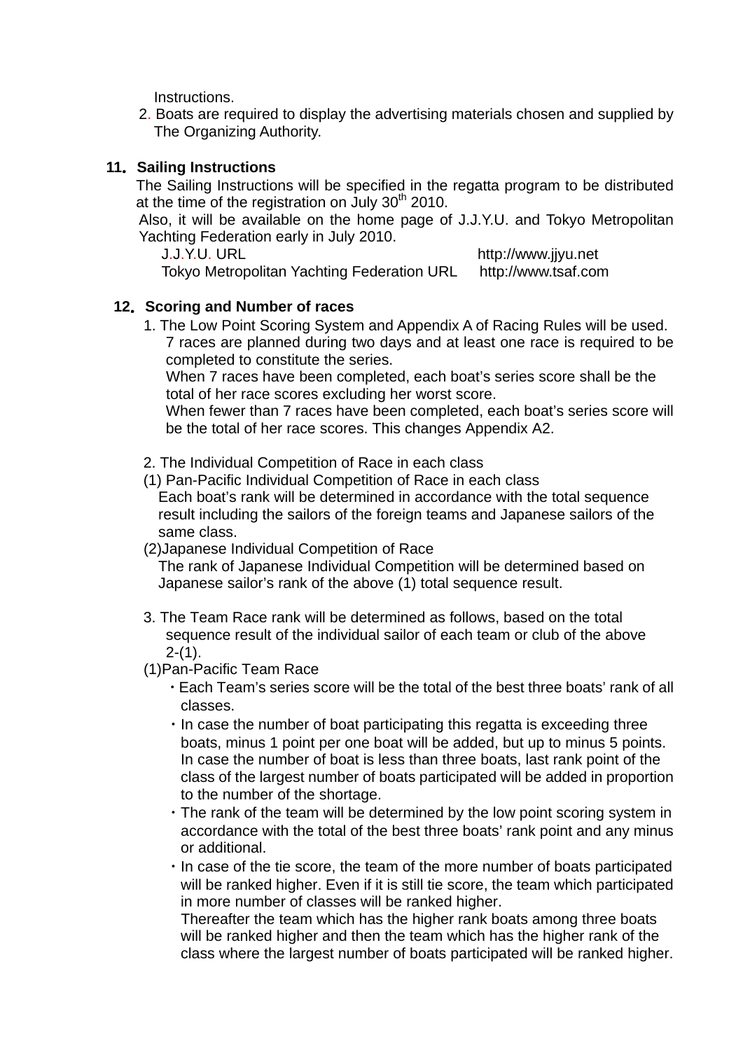Instructions.

2. Boats are required to display the advertising materials chosen and supplied by The Organizing Authority.

## 11. Sailing Instructions

The Sailing Instructions will be specified in the regatta program to be distributed at the time of the registration on July 30th 2010.

Also, it will be available on the home page of J.J.Y.U. and Tokyo Metropolitan Yachting Federation early in July 2010.

J.J.Y.U. URL http://www.jjyu.net

Tokyo Metropolitan Yachting Federation URL http://www.tsaf.com

## 12. Scoring and Number of races

1. The Low Point Scoring System and Appendix A of Racing Rules will be used. 7 races are planned during two days and at least one race is required to be completed to constitute the series.
   When 7 races have been completed, each boat's series score shall be the total of her race scores excluding her worst score.
   When fewer than 7 races have been completed, each boat's series score will be the total of her race scores. This changes Appendix A2.

2. The Individual Competition of Race in each class

(1) Pan-Pacific Individual Competition of Race in each class
Each boat's rank will be determined in accordance with the total sequence result including the sailors of the foreign teams and Japanese sailors of the same class.

(2)Japanese Individual Competition of Race
The rank of Japanese Individual Competition will be determined based on Japanese sailor's rank of the above (1) total sequence result.

3. The Team Race rank will be determined as follows, based on the total sequence result of the individual sailor of each team or club of the above 2-(1).

(1)Pan-Pacific Team Race

- Each Team's series score will be the total of the best three boats' rank of all classes.
- In case the number of boat participating this regatta is exceeding three boats, minus 1 point per one boat will be added, but up to minus 5 points. In case the number of boat is less than three boats, last rank point of the class of the largest number of boats participated will be added in proportion to the number of the shortage.
- The rank of the team will be determined by the low point scoring system in accordance with the total of the best three boats' rank point and any minus or additional.
- In case of the tie score, the team of the more number of boats participated will be ranked higher. Even if it is still tie score, the team which participated in more number of classes will be ranked higher.
  Thereafter the team which has the higher rank boats among three boats will be ranked higher and then the team which has the higher rank of the class where the largest number of boats participated will be ranked higher.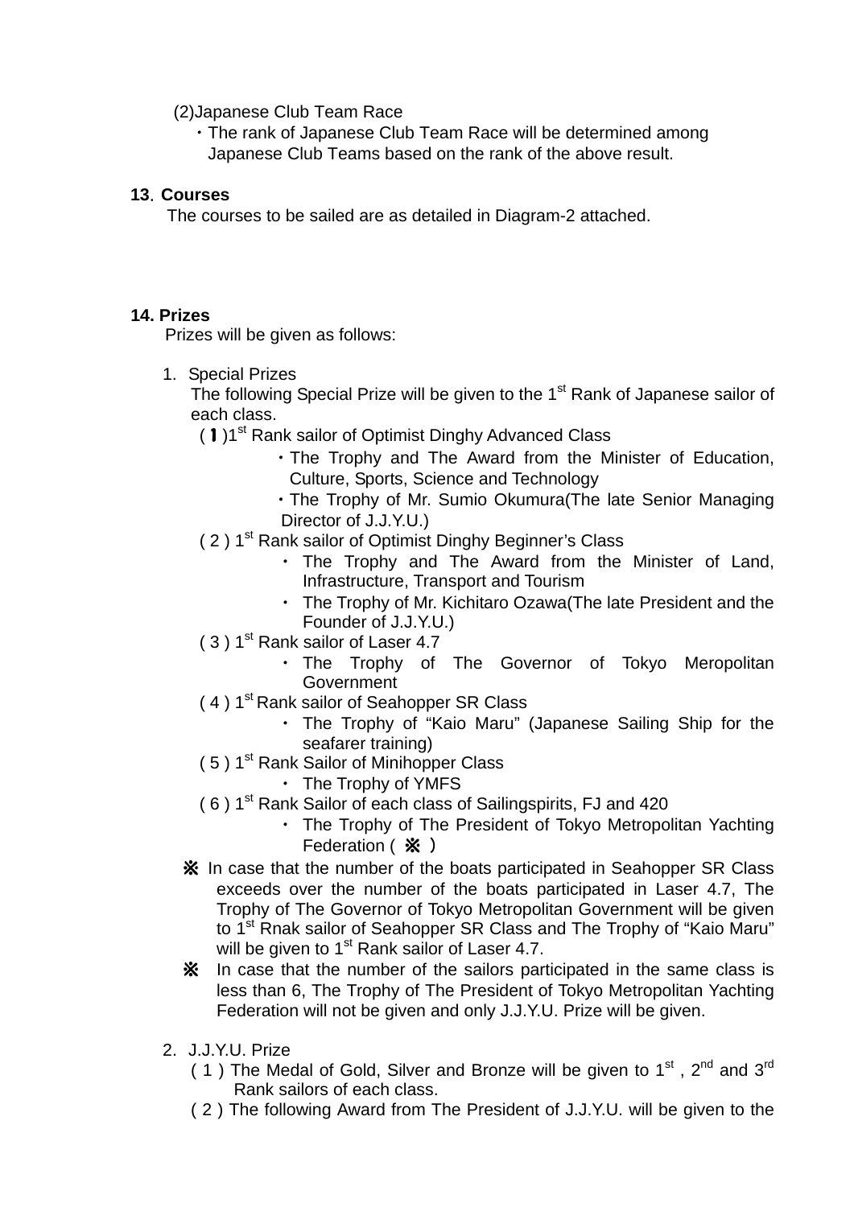(2)Japanese Club Team Race

・The rank of Japanese Club Team Race will be determined among Japanese Club Teams based on the rank of the above result.

**13. Courses**

The courses to be sailed are as detailed in Diagram-2 attached.

**14. Prizes**

Prizes will be given as follows:

1. Special Prizes

   The following Special Prize will be given to the 1st Rank of Japanese sailor of each class.

   (1) 1st Rank sailor of Optimist Dinghy Advanced Class
   - ・The Trophy and The Award from the Minister of Education, Culture, Sports, Science and Technology
   - ・The Trophy of Mr. Sumio Okumura(The late Senior Managing Director of J.J.Y.U.)

   ( 2 ) 1st Rank sailor of Optimist Dinghy Beginner's Class
   - ・ The Trophy and The Award from the Minister of Land, Infrastructure, Transport and Tourism
   - ・ The Trophy of Mr. Kichitaro Ozawa(The late President and the Founder of J.J.Y.U.)

   ( 3 ) 1st Rank sailor of Laser 4.7
   - ・ The Trophy of The Governor of Tokyo Meropolitan Government

   ( 4 ) 1st Rank sailor of Seahopper SR Class
   - ・ The Trophy of "Kaio Maru" (Japanese Sailing Ship for the seafarer training)

   ( 5 ) 1st Rank Sailor of Minihopper Class
   - ・ The Trophy of YMFS

   ( 6 ) 1st Rank Sailor of each class of Sailingspirits, FJ and 420
   - ・ The Trophy of The President of Tokyo Metropolitan Yachting Federation ( ※ )

   ※ In case that the number of the boats participated in Seahopper SR Class exceeds over the number of the boats participated in Laser 4.7, The Trophy of The Governor of Tokyo Metropolitan Government will be given to 1st Rnak sailor of Seahopper SR Class and The Trophy of "Kaio Maru" will be given to 1st Rank sailor of Laser 4.7.

   ※ In case that the number of the sailors participated in the same class is less than 6, The Trophy of The President of Tokyo Metropolitan Yachting Federation will not be given and only J.J.Y.U. Prize will be given.

2. J.J.Y.U. Prize

   ( 1 ) The Medal of Gold, Silver and Bronze will be given to 1st , 2nd and 3rd Rank sailors of each class.

   ( 2 ) The following Award from The President of J.J.Y.U. will be given to the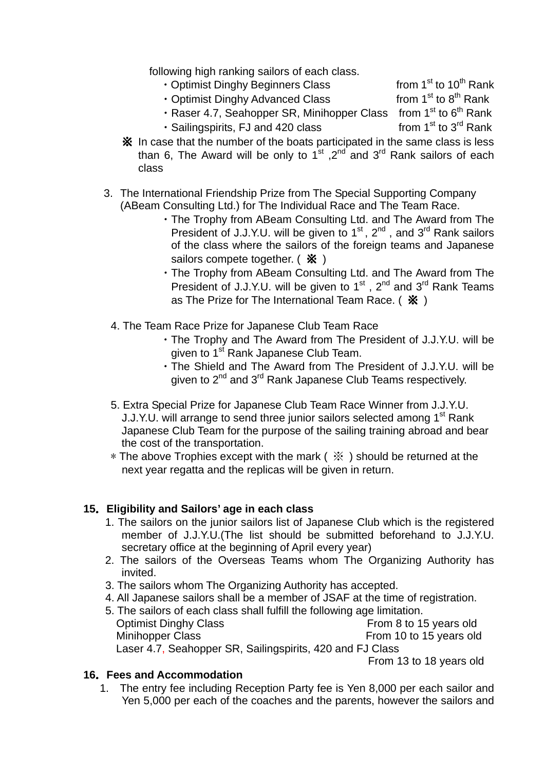following high ranking sailors of each class.

- ・Optimist Dinghy Beginners Class from 1st to 10th Rank
- ・Optimist Dinghy Advanced Class from 1st to 8th Rank
- ・Raser 4.7, Seahopper SR, Minihopper Class from 1st to 6th Rank
- ・Sailingspirits, FJ and 420 class from 1st to 3rd Rank

※ In case that the number of the boats participated in the same class is less than 6, The Award will be only to 1st ,2nd and 3rd Rank sailors of each class

3. The International Friendship Prize from The Special Supporting Company (ABeam Consulting Ltd.) for The Individual Race and The Team Race.
   - ・The Trophy from ABeam Consulting Ltd. and The Award from The President of J.J.Y.U. will be given to 1st , 2nd , and 3rd Rank sailors of the class where the sailors of the foreign teams and Japanese sailors compete together. ( ※ )
   - ・The Trophy from ABeam Consulting Ltd. and The Award from The President of J.J.Y.U. will be given to 1st , 2nd and 3rd Rank Teams as The Prize for The International Team Race. ( ※ )

4. The Team Race Prize for Japanese Club Team Race
   - ・The Trophy and The Award from The President of J.J.Y.U. will be given to 1st Rank Japanese Club Team.
   - ・The Shield and The Award from The President of J.J.Y.U. will be given to 2nd and 3rd Rank Japanese Club Teams respectively.

5. Extra Special Prize for Japanese Club Team Race Winner from J.J.Y.U. J.J.Y.U. will arrange to send three junior sailors selected among 1st Rank Japanese Club Team for the purpose of the sailing training abroad and bear the cost of the transportation.

＊The above Trophies except with the mark ( ※ ) should be returned at the next year regatta and the replicas will be given in return.

**15. Eligibility and Sailors' age in each class**

1. The sailors on the junior sailors list of Japanese Club which is the registered member of J.J.Y.U.(The list should be submitted beforehand to J.J.Y.U. secretary office at the beginning of April every year)
2. The sailors of the Overseas Teams whom The Organizing Authority has invited.
3. The sailors whom The Organizing Authority has accepted.
4. All Japanese sailors shall be a member of JSAF at the time of registration.
5. The sailors of each class shall fulfill the following age limitation.
   Optimist Dinghy Class From 8 to 15 years old
   Minihopper Class From 10 to 15 years old
   Laser 4.7, Seahopper SR, Sailingspirits, 420 and FJ Class From 13 to 18 years old

**16. Fees and Accommodation**

1. The entry fee including Reception Party fee is Yen 8,000 per each sailor and Yen 5,000 per each of the coaches and the parents, however the sailors and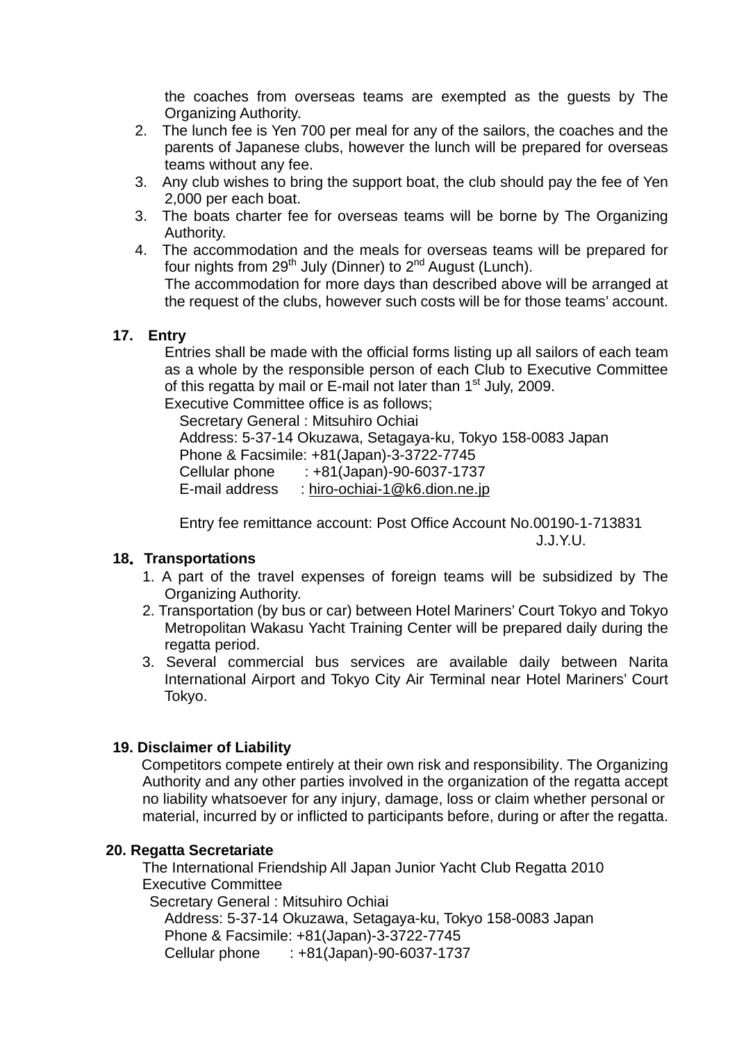the coaches from overseas teams are exempted as the guests by The Organizing Authority.

2. The lunch fee is Yen 700 per meal for any of the sailors, the coaches and the parents of Japanese clubs, however the lunch will be prepared for overseas teams without any fee.
3. Any club wishes to bring the support boat, the club should pay the fee of Yen 2,000 per each boat.
3. The boats charter fee for overseas teams will be borne by The Organizing Authority.
4. The accommodation and the meals for overseas teams will be prepared for four nights from 29th July (Dinner) to 2nd August (Lunch).
   The accommodation for more days than described above will be arranged at the request of the clubs, however such costs will be for those teams' account.

## 17. Entry

Entries shall be made with the official forms listing up all sailors of each team as a whole by the responsible person of each Club to Executive Committee of this regatta by mail or E-mail not later than 1st July, 2009.

Executive Committee office is as follows;

Secretary General : Mitsuhiro Ochiai
Address: 5-37-14 Okuzawa, Setagaya-ku, Tokyo 158-0083 Japan
Phone & Facsimile: +81(Japan)-3-3722-7745
Cellular phone : +81(Japan)-90-6037-1737
E-mail address : hiro-ochiai-1@k6.dion.ne.jp

Entry fee remittance account: Post Office Account No.00190-1-713831
J.J.Y.U.

## 18. Transportations

1. A part of the travel expenses of foreign teams will be subsidized by The Organizing Authority.
2. Transportation (by bus or car) between Hotel Mariners' Court Tokyo and Tokyo Metropolitan Wakasu Yacht Training Center will be prepared daily during the regatta period.
3. Several commercial bus services are available daily between Narita International Airport and Tokyo City Air Terminal near Hotel Mariners' Court Tokyo.

## 19. Disclaimer of Liability

Competitors compete entirely at their own risk and responsibility. The Organizing Authority and any other parties involved in the organization of the regatta accept no liability whatsoever for any injury, damage, loss or claim whether personal or material, incurred by or inflicted to participants before, during or after the regatta.

## 20. Regatta Secretariate

The International Friendship All Japan Junior Yacht Club Regatta 2010
Executive Committee

Secretary General : Mitsuhiro Ochiai
Address: 5-37-14 Okuzawa, Setagaya-ku, Tokyo 158-0083 Japan
Phone & Facsimile: +81(Japan)-3-3722-7745
Cellular phone : +81(Japan)-90-6037-1737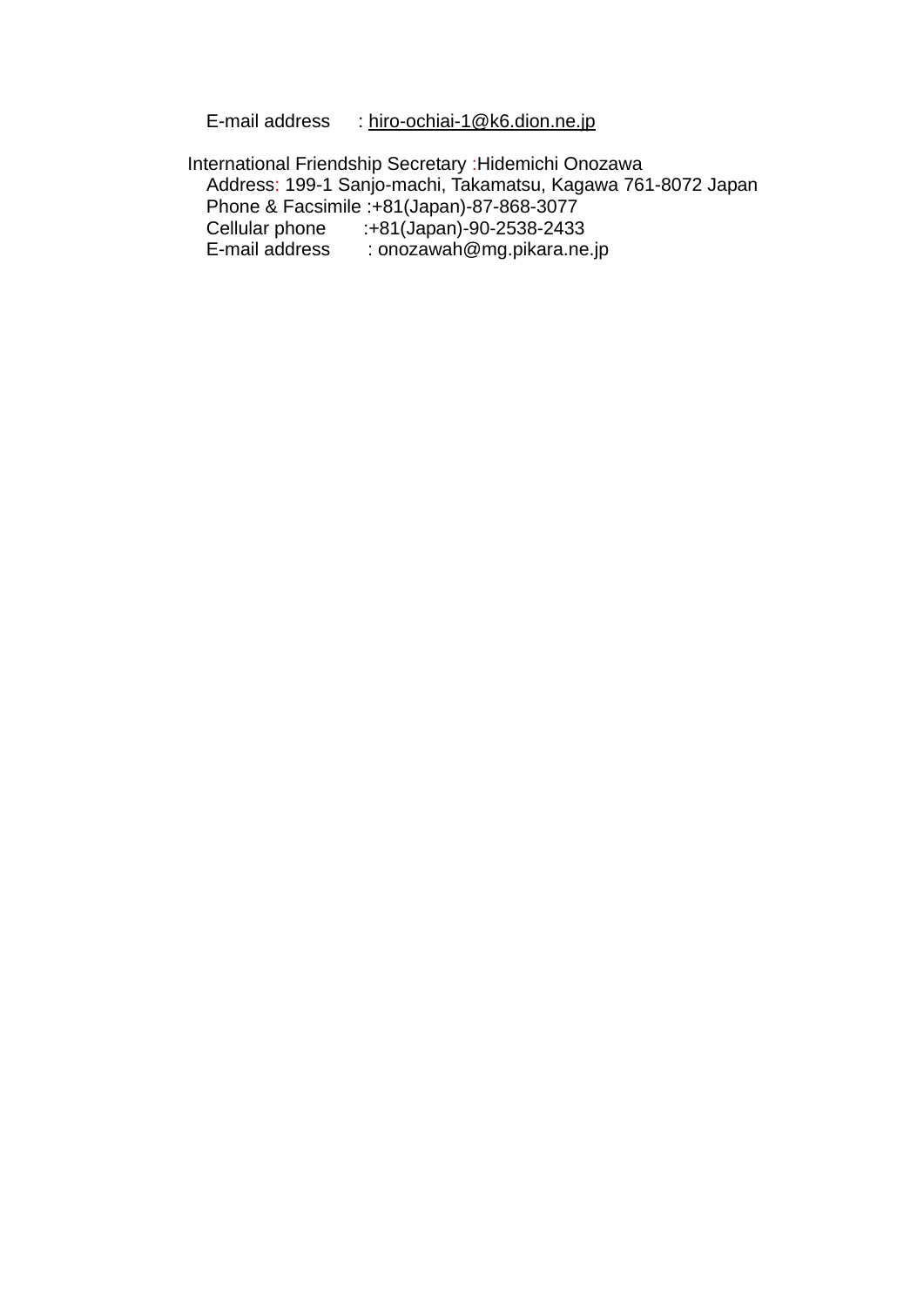E-mail address : hiro-ochiai-1@k6.dion.ne.jp

International Friendship Secretary :Hidemichi Onozawa
Address: 199-1 Sanjo-machi, Takamatsu, Kagawa 761-8072 Japan
Phone & Facsimile :+81(Japan)-87-868-3077
Cellular phone :+81(Japan)-90-2538-2433
E-mail address : onozawah@mg.pikara.ne.jp